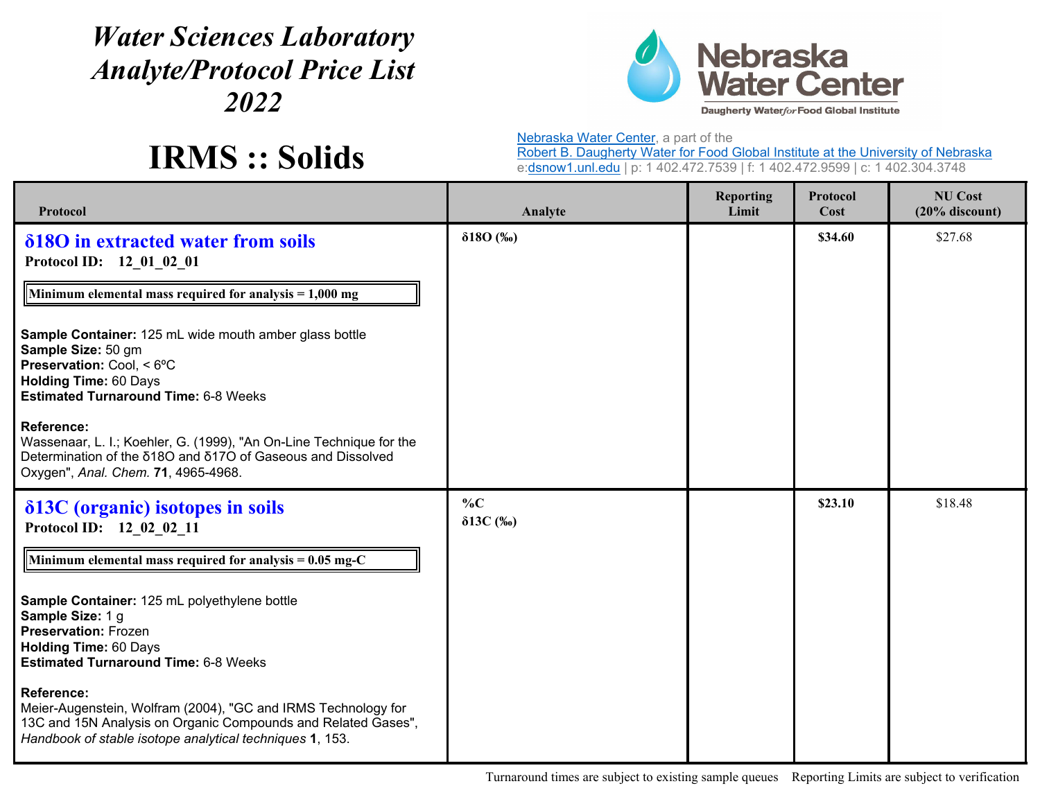# Water Sciences Laboratory Analyte/Protocol Price List 2022

## IRMS :: Solids

Nebraska Water Center, a part of the Robert B. Daugherty Water for Food Global Institute at the University of Nebraska
e:dsnow1.unl.edu | p: 1 402.472.7539 | f: 1 402.472.9599 | c: 1 402.304.3748

| Protocol | Analyte | Reporting Limit | Protocol Cost | NU Cost (20% discount) |
|---|---|---|---|---|
| **δ18O in extracted water from soils**<br>**Protocol ID: 12_01_02_01**<br>**Minimum elemental mass required for analysis = 1,000 mg**<br>**Sample Container:** 125 mL wide mouth amber glass bottle<br>**Sample Size:** 50 gm<br>**Preservation:** Cool, < 6ºC<br>**Holding Time:** 60 Days<br>**Estimated Turnaround Time:** 6-8 Weeks<br>**Reference:**<br>Wassenaar, L. I.; Koehler, G. (1999), "An On-Line Technique for the Determination of the δ18O and δ17O of Gaseous and Dissolved Oxygen", *Anal. Chem.* **71**, 4965-4968. | **δ18O (‰)** | | **$34.60** | $27.68 |
| **δ13C (organic) isotopes in soils**<br>**Protocol ID: 12_02_02_11**<br>**Minimum elemental mass required for analysis = 0.05 mg-C**<br>**Sample Container:** 125 mL polyethylene bottle<br>**Sample Size:** 1 g<br>**Preservation:** Frozen<br>**Holding Time:** 60 Days<br>**Estimated Turnaround Time:** 6-8 Weeks<br>**Reference:**<br>Meier-Augenstein, Wolfram (2004), "GC and IRMS Technology for 13C and 15N Analysis on Organic Compounds and Related Gases", *Handbook of stable isotope analytical techniques* **1**, 153. | **%C**<br>**δ13C (‰)** | | **$23.10** | $18.48 |

Turnaround times are subject to existing sample queues    Reporting Limits are subject to verification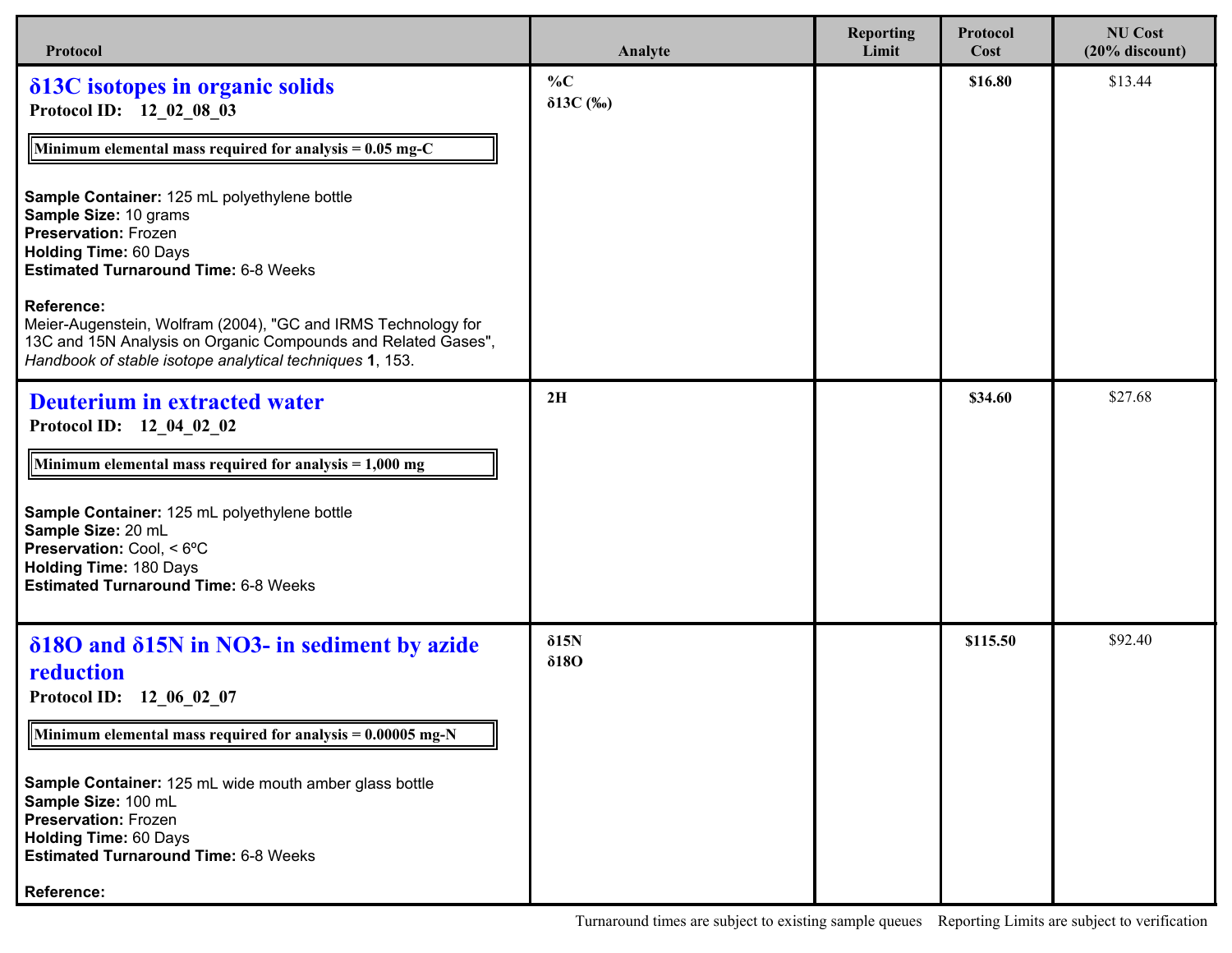| Protocol | Analyte | Reporting Limit | Protocol Cost | NU Cost (20% discount) |
|---|---|---|---|---|
| **δ13C isotopes in organic solids**<br>**Protocol ID: 12_02_08_03**<br>**Minimum elemental mass required for analysis = 0.05 mg-C**<br>**Sample Container:** 125 mL polyethylene bottle<br>**Sample Size:** 10 grams<br>**Preservation:** Frozen<br>**Holding Time:** 60 Days<br>**Estimated Turnaround Time:** 6-8 Weeks<br>**Reference:**<br>Meier-Augenstein, Wolfram (2004), "GC and IRMS Technology for 13C and 15N Analysis on Organic Compounds and Related Gases", *Handbook of stable isotope analytical techniques* **1**, 153. | %C<br>δ13C (‰) | | **$16.80** | $13.44 |
| **Deuterium in extracted water**<br>**Protocol ID: 12_04_02_02**<br>**Minimum elemental mass required for analysis = 1,000 mg**<br>**Sample Container:** 125 mL polyethylene bottle<br>**Sample Size:** 20 mL<br>**Preservation:** Cool, < 6ºC<br>**Holding Time:** 180 Days<br>**Estimated Turnaround Time:** 6-8 Weeks | 2H | | **$34.60** | $27.68 |
| **δ18O and δ15N in NO3- in sediment by azide reduction**<br>**Protocol ID: 12_06_02_07**<br>**Minimum elemental mass required for analysis = 0.00005 mg-N**<br>**Sample Container:** 125 mL wide mouth amber glass bottle<br>**Sample Size:** 100 mL<br>**Preservation:** Frozen<br>**Holding Time:** 60 Days<br>**Estimated Turnaround Time:** 6-8 Weeks<br>**Reference:** | δ15N<br>δ18O | | **$115.50** | $92.40 |

Turnaround times are subject to existing sample queues    Reporting Limits are subject to verification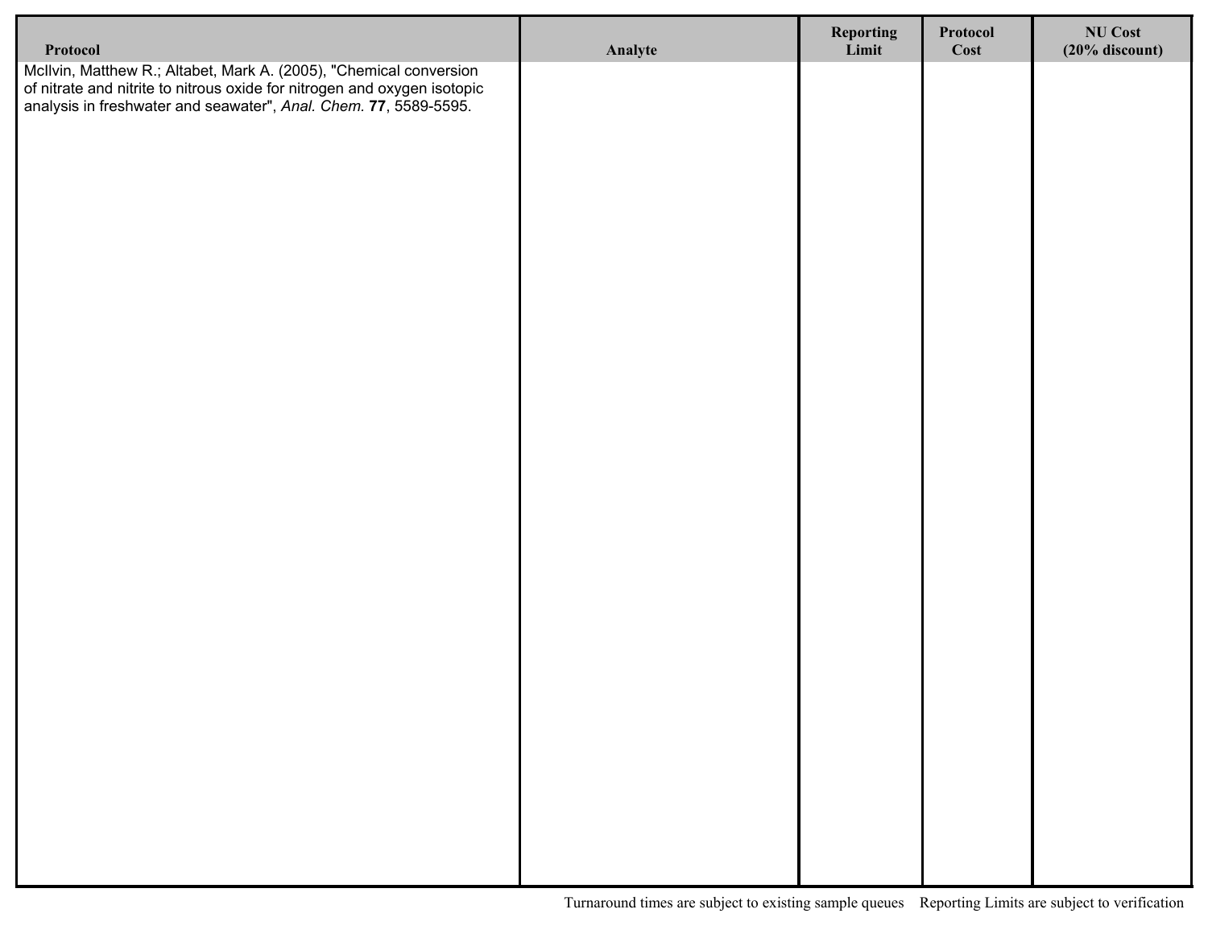| Protocol | Analyte | Reporting Limit | Protocol Cost | NU Cost (20% discount) |
|---|---|---|---|---|
| McIlvin, Matthew R.; Altabet, Mark A. (2005), "Chemical conversion of nitrate and nitrite to nitrous oxide for nitrogen and oxygen isotopic analysis in freshwater and seawater", *Anal. Chem.* **77**, 5589-5595. | | | | |

Turnaround times are subject to existing sample queues    Reporting Limits are subject to verification